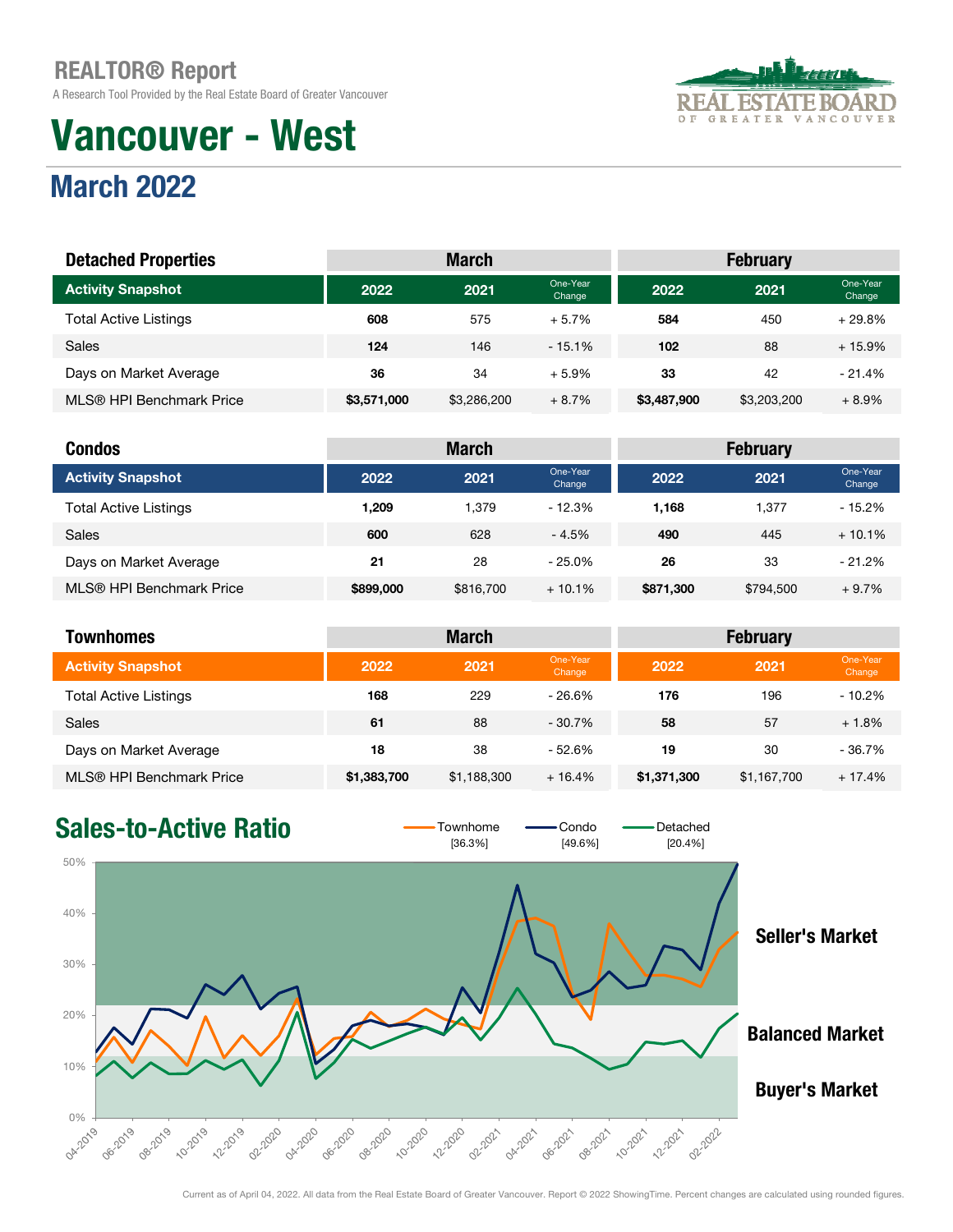REALTOR® Report

A Research Tool Provided by the Real Estate Board of Greater Vancouver

# Vancouver - West

## March 2022

| Detached Properties | March | | | February | | |
|---|---|---|---|---|---|---|
| Activity Snapshot | 2022 | 2021 | One-Year Change | 2022 | 2021 | One-Year Change |
| Total Active Listings | **608** | 575 | + 5.7% | **584** | 450 | + 29.8% |
| Sales | **124** | 146 | - 15.1% | **102** | 88 | + 15.9% |
| Days on Market Average | **36** | 34 | + 5.9% | **33** | 42 | - 21.4% |
| MLS® HPI Benchmark Price | **$3,571,000** | $3,286,200 | + 8.7% | **$3,487,900** | $3,203,200 | + 8.9% |

| Condos | March | | | February | | |
|---|---|---|---|---|---|---|
| Activity Snapshot | 2022 | 2021 | One-Year Change | 2022 | 2021 | One-Year Change |
| Total Active Listings | **1,209** | 1,379 | - 12.3% | **1,168** | 1,377 | - 15.2% |
| Sales | **600** | 628 | - 4.5% | **490** | 445 | + 10.1% |
| Days on Market Average | **21** | 28 | - 25.0% | **26** | 33 | - 21.2% |
| MLS® HPI Benchmark Price | **$899,000** | $816,700 | + 10.1% | **$871,300** | $794,500 | + 9.7% |

| Townhomes | March | | | February | | |
|---|---|---|---|---|---|---|
| Activity Snapshot | 2022 | 2021 | One-Year Change | 2022 | 2021 | One-Year Change |
| Total Active Listings | **168** | 229 | - 26.6% | **176** | 196 | - 10.2% |
| Sales | **61** | 88 | - 30.7% | **58** | 57 | + 1.8% |
| Days on Market Average | **18** | 38 | - 52.6% | **19** | 30 | - 36.7% |
| MLS® HPI Benchmark Price | **$1,383,700** | $1,188,300 | + 16.4% | **$1,371,300** | $1,167,700 | + 17.4% |

## Sales-to-Active Ratio

Townhome [36.3%] Condo [49.6%] Detached [20.4%]

Seller's Market

Balanced Market

Buyer's Market

Current as of April 04, 2022. All data from the Real Estate Board of Greater Vancouver. Report © 2022 ShowingTime. Percent changes are calculated using rounded figures.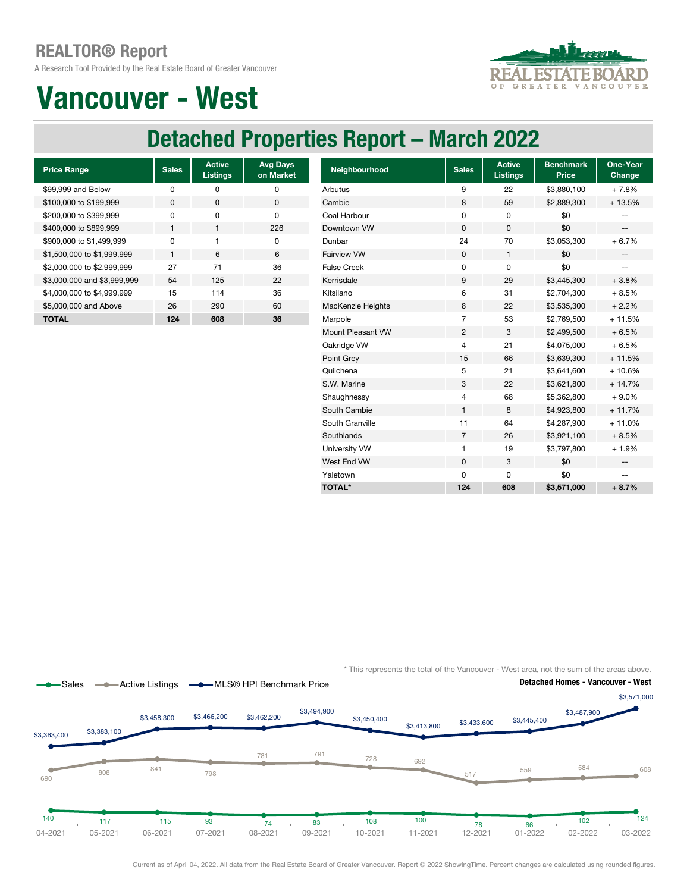# REALTOR® Report

A Research Tool Provided by the Real Estate Board of Greater Vancouver

# Vancouver - West

## Detached Properties Report – March 2022

| Price Range | Sales | Active Listings | Avg Days on Market |
|---|---|---|---|
| $99,999 and Below | 0 | 0 | 0 |
| $100,000 to $199,999 | 0 | 0 | 0 |
| $200,000 to $399,999 | 0 | 0 | 0 |
| $400,000 to $899,999 | 1 | 1 | 226 |
| $900,000 to $1,499,999 | 0 | 1 | 0 |
| $1,500,000 to $1,999,999 | 1 | 6 | 6 |
| $2,000,000 to $2,999,999 | 27 | 71 | 36 |
| $3,000,000 and $3,999,999 | 54 | 125 | 22 |
| $4,000,000 to $4,999,999 | 15 | 114 | 36 |
| $5,000,000 and Above | 26 | 290 | 60 |
| **TOTAL** | **124** | **608** | **36** |

| Neighbourhood | Sales | Active Listings | Benchmark Price | One-Year Change |
|---|---|---|---|---|
| Arbutus | 9 | 22 | $3,880,100 | + 7.8% |
| Cambie | 8 | 59 | $2,889,300 | + 13.5% |
| Coal Harbour | 0 | 0 | $0 | -- |
| Downtown VW | 0 | 0 | $0 | -- |
| Dunbar | 24 | 70 | $3,053,300 | + 6.7% |
| Fairview VW | 0 | 1 | $0 | -- |
| False Creek | 0 | 0 | $0 | -- |
| Kerrisdale | 9 | 29 | $3,445,300 | + 3.8% |
| Kitsilano | 6 | 31 | $2,704,300 | + 8.5% |
| MacKenzie Heights | 8 | 22 | $3,535,300 | + 2.2% |
| Marpole | 7 | 53 | $2,769,500 | + 11.5% |
| Mount Pleasant VW | 2 | 3 | $2,499,500 | + 6.5% |
| Oakridge VW | 4 | 21 | $4,075,000 | + 6.5% |
| Point Grey | 15 | 66 | $3,639,300 | + 11.5% |
| Quilchena | 5 | 21 | $3,641,600 | + 10.6% |
| S.W. Marine | 3 | 22 | $3,621,800 | + 14.7% |
| Shaughnessy | 4 | 68 | $5,362,800 | + 9.0% |
| South Cambie | 1 | 8 | $4,923,800 | + 11.7% |
| South Granville | 11 | 64 | $4,287,900 | + 11.0% |
| Southlands | 7 | 26 | $3,921,100 | + 8.5% |
| University VW | 1 | 19 | $3,797,800 | + 1.9% |
| West End VW | 0 | 3 | $0 | -- |
| Yaletown | 0 | 0 | $0 | -- |
| **TOTAL*** | **124** | **608** | **$3,571,000** | **+ 8.7%** |

* This represents the total of the Vancouver - West area, not the sum of the areas above.

**Detached Homes - Vancouver - West**

| | 04-2021 | 05-2021 | 06-2021 | 07-2021 | 08-2021 | 09-2021 | 10-2021 | 11-2021 | 12-2021 | 01-2022 | 02-2022 | 03-2022 |
|---|---|---|---|---|---|---|---|---|---|---|---|---|
| Sales | 140 | 117 | 115 | 93 | 74 | 83 | 108 | 100 | 78 | 66 | 102 | 124 |
| Active Listings | 690 | 808 | 841 | 798 | 781 | 791 | 728 | 692 | 517 | 559 | 584 | 608 |
| MLS® HPI Benchmark Price | $3,363,400 | $3,383,100 | $3,458,300 | $3,466,200 | $3,462,200 | $3,494,900 | $3,450,400 | $3,413,800 | $3,433,600 | $3,445,400 | $3,487,900 | $3,571,000 |

Current as of April 04, 2022. All data from the Real Estate Board of Greater Vancouver. Report © 2022 ShowingTime. Percent changes are calculated using rounded figures.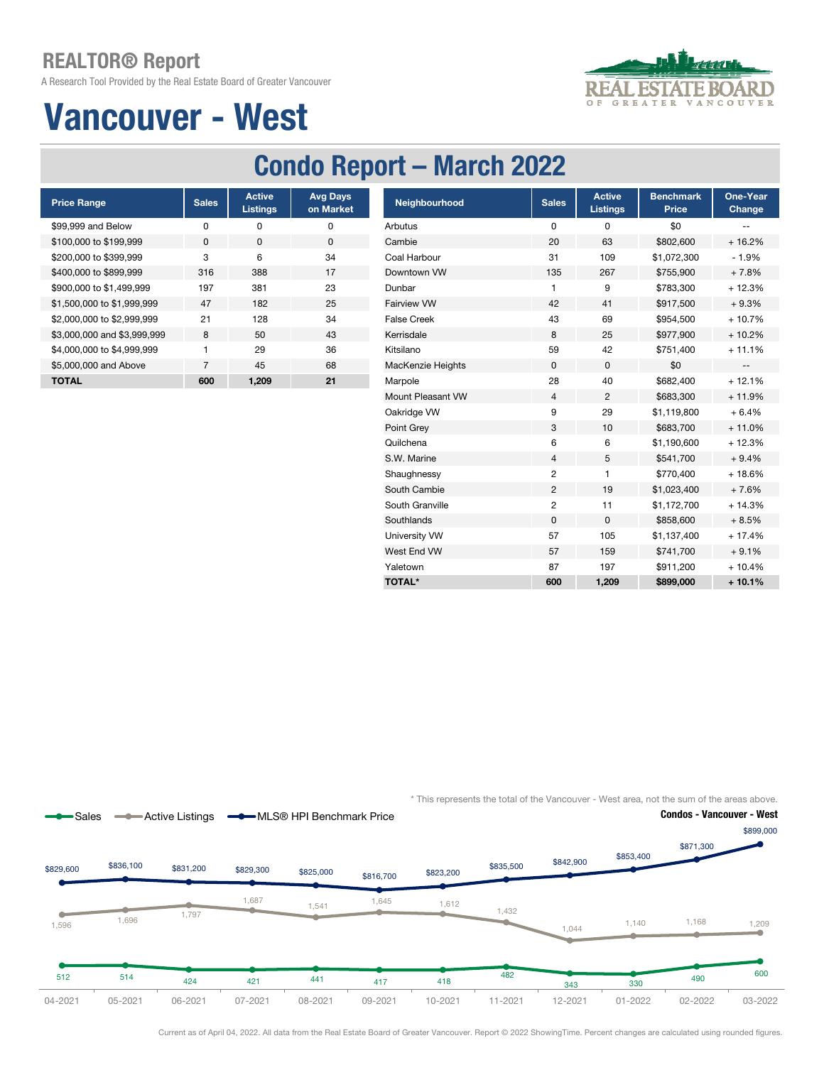## REALTOR® Report

A Research Tool Provided by the Real Estate Board of Greater Vancouver

# Vancouver - West

## Condo Report – March 2022

| Price Range | Sales | Active Listings | Avg Days on Market |
|---|---|---|---|
| $99,999 and Below | 0 | 0 | 0 |
| $100,000 to $199,999 | 0 | 0 | 0 |
| $200,000 to $399,999 | 3 | 6 | 34 |
| $400,000 to $899,999 | 316 | 388 | 17 |
| $900,000 to $1,499,999 | 197 | 381 | 23 |
| $1,500,000 to $1,999,999 | 47 | 182 | 25 |
| $2,000,000 to $2,999,999 | 21 | 128 | 34 |
| $3,000,000 and $3,999,999 | 8 | 50 | 43 |
| $4,000,000 to $4,999,999 | 1 | 29 | 36 |
| $5,000,000 and Above | 7 | 45 | 68 |
| **TOTAL** | **600** | **1,209** | **21** |

| Neighbourhood | Sales | Active Listings | Benchmark Price | One-Year Change |
|---|---|---|---|---|
| Arbutus | 0 | 0 | $0 | -- |
| Cambie | 20 | 63 | $802,600 | + 16.2% |
| Coal Harbour | 31 | 109 | $1,072,300 | - 1.9% |
| Downtown VW | 135 | 267 | $755,900 | + 7.8% |
| Dunbar | 1 | 9 | $783,300 | + 12.3% |
| Fairview VW | 42 | 41 | $917,500 | + 9.3% |
| False Creek | 43 | 69 | $954,500 | + 10.7% |
| Kerrisdale | 8 | 25 | $977,900 | + 10.2% |
| Kitsilano | 59 | 42 | $751,400 | + 11.1% |
| MacKenzie Heights | 0 | 0 | $0 | -- |
| Marpole | 28 | 40 | $682,400 | + 12.1% |
| Mount Pleasant VW | 4 | 2 | $683,300 | + 11.9% |
| Oakridge VW | 9 | 29 | $1,119,800 | + 6.4% |
| Point Grey | 3 | 10 | $683,700 | + 11.0% |
| Quilchena | 6 | 6 | $1,190,600 | + 12.3% |
| S.W. Marine | 4 | 5 | $541,700 | + 9.4% |
| Shaughnessy | 2 | 1 | $770,400 | + 18.6% |
| South Cambie | 2 | 19 | $1,023,400 | + 7.6% |
| South Granville | 2 | 11 | $1,172,700 | + 14.3% |
| Southlands | 0 | 0 | $858,600 | + 8.5% |
| University VW | 57 | 105 | $1,137,400 | + 17.4% |
| West End VW | 57 | 159 | $741,700 | + 9.1% |
| Yaletown | 87 | 197 | $911,200 | + 10.4% |
| **TOTAL*** | **600** | **1,209** | **$899,000** | **+ 10.1%** |

\* This represents the total of the Vancouver - West area, not the sum of the areas above.

**Condos - Vancouver - West**

| Month | Sales | Active Listings | MLS® HPI Benchmark Price |
|---|---|---|---|
| 04-2021 | 512 | 1,596 | $829,600 |
| 05-2021 | 514 | 1,696 | $836,100 |
| 06-2021 | 424 | 1,797 | $831,200 |
| 07-2021 | 421 | 1,687 | $829,300 |
| 08-2021 | 441 | 1,541 | $825,000 |
| 09-2021 | 417 | 1,645 | $816,700 |
| 10-2021 | 418 | 1,612 | $823,200 |
| 11-2021 | 482 | 1,432 | $835,500 |
| 12-2021 | 343 | 1,044 | $842,900 |
| 01-2022 | 330 | 1,140 | $853,400 |
| 02-2022 | 490 | 1,168 | $871,300 |
| 03-2022 | 600 | 1,209 | $899,000 |

Current as of April 04, 2022. All data from the Real Estate Board of Greater Vancouver. Report © 2022 ShowingTime. Percent changes are calculated using rounded figures.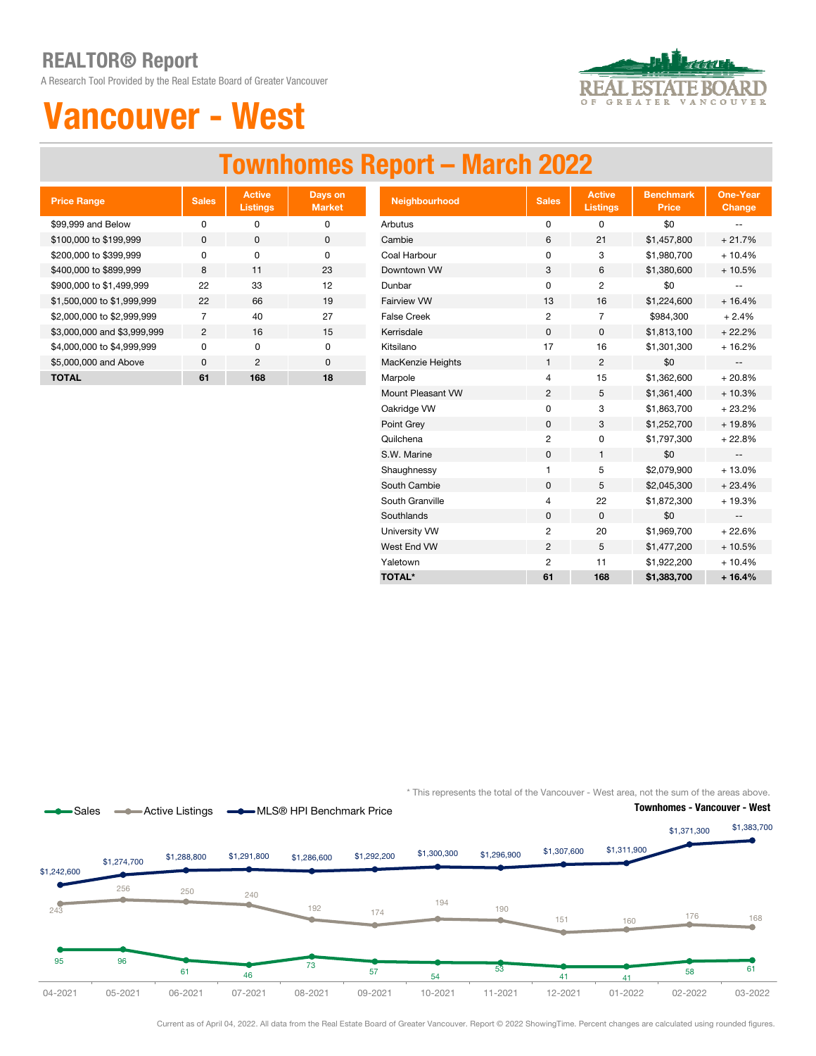# REALTOR® Report

A Research Tool Provided by the Real Estate Board of Greater Vancouver

# Vancouver - West

## Townhomes Report – March 2022

| Price Range | Sales | Active Listings | Days on Market |
|---|---|---|---|
| $99,999 and Below | 0 | 0 | 0 |
| $100,000 to $199,999 | 0 | 0 | 0 |
| $200,000 to $399,999 | 0 | 0 | 0 |
| $400,000 to $899,999 | 8 | 11 | 23 |
| $900,000 to $1,499,999 | 22 | 33 | 12 |
| $1,500,000 to $1,999,999 | 22 | 66 | 19 |
| $2,000,000 to $2,999,999 | 7 | 40 | 27 |
| $3,000,000 and $3,999,999 | 2 | 16 | 15 |
| $4,000,000 to $4,999,999 | 0 | 0 | 0 |
| $5,000,000 and Above | 0 | 2 | 0 |
| **TOTAL** | **61** | **168** | **18** |

| Neighbourhood | Sales | Active Listings | Benchmark Price | One-Year Change |
|---|---|---|---|---|
| Arbutus | 0 | 0 | $0 | -- |
| Cambie | 6 | 21 | $1,457,800 | + 21.7% |
| Coal Harbour | 0 | 3 | $1,980,700 | + 10.4% |
| Downtown VW | 3 | 6 | $1,380,600 | + 10.5% |
| Dunbar | 0 | 2 | $0 | -- |
| Fairview VW | 13 | 16 | $1,224,600 | + 16.4% |
| False Creek | 2 | 7 | $984,300 | + 2.4% |
| Kerrisdale | 0 | 0 | $1,813,100 | + 22.2% |
| Kitsilano | 17 | 16 | $1,301,300 | + 16.2% |
| MacKenzie Heights | 1 | 2 | $0 | -- |
| Marpole | 4 | 15 | $1,362,600 | + 20.8% |
| Mount Pleasant VW | 2 | 5 | $1,361,400 | + 10.3% |
| Oakridge VW | 0 | 3 | $1,863,700 | + 23.2% |
| Point Grey | 0 | 3 | $1,252,700 | + 19.8% |
| Quilchena | 2 | 0 | $1,797,300 | + 22.8% |
| S.W. Marine | 0 | 1 | $0 | -- |
| Shaughnessy | 1 | 5 | $2,079,900 | + 13.0% |
| South Cambie | 0 | 5 | $2,045,300 | + 23.4% |
| South Granville | 4 | 22 | $1,872,300 | + 19.3% |
| Southlands | 0 | 0 | $0 | -- |
| University VW | 2 | 20 | $1,969,700 | + 22.6% |
| West End VW | 2 | 5 | $1,477,200 | + 10.5% |
| Yaletown | 2 | 11 | $1,922,200 | + 10.4% |
| **TOTAL*** | **61** | **168** | **$1,383,700** | **+ 16.4%** |

\* This represents the total of the Vancouver - West area, not the sum of the areas above.

**Townhomes - Vancouver - West**

| Month | Sales | Active Listings | MLS® HPI Benchmark Price |
|---|---|---|---|
| 04-2021 | 95 | 243 | $1,242,600 |
| 05-2021 | 96 | 256 | $1,274,700 |
| 06-2021 | 61 | 250 | $1,288,800 |
| 07-2021 | 46 | 240 | $1,291,800 |
| 08-2021 | 73 | 192 | $1,286,600 |
| 09-2021 | 57 | 174 | $1,292,200 |
| 10-2021 | 54 | 194 | $1,300,300 |
| 11-2021 | 53 | 190 | $1,296,900 |
| 12-2021 | 41 | 151 | $1,307,600 |
| 01-2022 | 41 | 160 | $1,311,900 |
| 02-2022 | 58 | 176 | $1,371,300 |
| 03-2022 | 61 | 168 | $1,383,700 |

Current as of April 04, 2022. All data from the Real Estate Board of Greater Vancouver. Report © 2022 ShowingTime. Percent changes are calculated using rounded figures.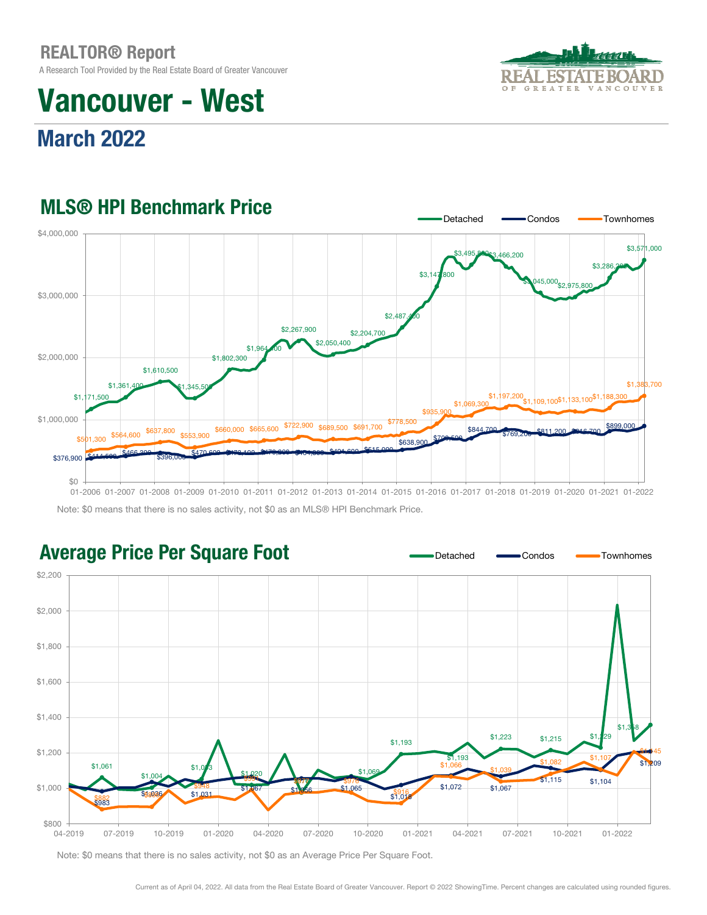REALTOR® Report

A Research Tool Provided by the Real Estate Board of Greater Vancouver

# Vancouver - West

## March 2022

## MLS® HPI Benchmark Price

Detached
Condos
Townhomes

$4,000,000
$3,000,000
$2,000,000
$1,000,000
$0

01-2006 01-2007 01-2008 01-2009 01-2010 01-2011 01-2012 01-2013 01-2014 01-2015 01-2016 01-2017 01-2018 01-2019 01-2020 01-2021 01-2022

$1,171,500 $1,361,400 $1,610,500 $1,345,500 $1,802,300 $1,964,700 $2,267,900 $2,050,400 $2,204,700 $2,487,400 $3,147,800 $3,495,800 $3,466,200 $3,045,000 $2,975,800 $3,286,200 $3,571,000

$501,300 $564,600 $637,800 $553,900 $660,000 $665,600 $722,900 $689,500 $691,700 $778,500 $935,900 $1,069,300 $1,197,200 $1,109,100 $1,133,100 $1,188,300 $1,383,700

$376,900 $414,500 $466,300 $396,000 $470,600 $473,100 $479,200 $484,000 $491,600 $515,000 $638,900 $709,500 $844,700 $769,200 $811,200 $816,700 $899,000

Note: $0 means that there is no sales activity, not $0 as an MLS® HPI Benchmark Price.

## Average Price Per Square Foot

Detached
Condos
Townhomes

$2,200
$2,000
$1,800
$1,600
$1,400
$1,200
$1,000
$800

04-2019 07-2019 10-2019 01-2020 04-2020 07-2020 10-2020 01-2021 04-2021 07-2021 10-2021 01-2022

$1,061 $1,004 $1,073 $1,020 $1,069 $1,193 $1,193 $1,223 $1,215 $1,229 $1,358

$882 $983 $1,036 $948 $1,031 $991 $1,067 $976 $1,056 $976 $1,065 $916 $1,018 $1,066 $1,072 $1,039 $1,067 $1,082 $1,115 $1,107 $1,104 $1,145 $1,209

Note: $0 means that there is no sales activity, not $0 as an Average Price Per Square Foot.

Current as of April 04, 2022. All data from the Real Estate Board of Greater Vancouver. Report © 2022 ShowingTime. Percent changes are calculated using rounded figures.